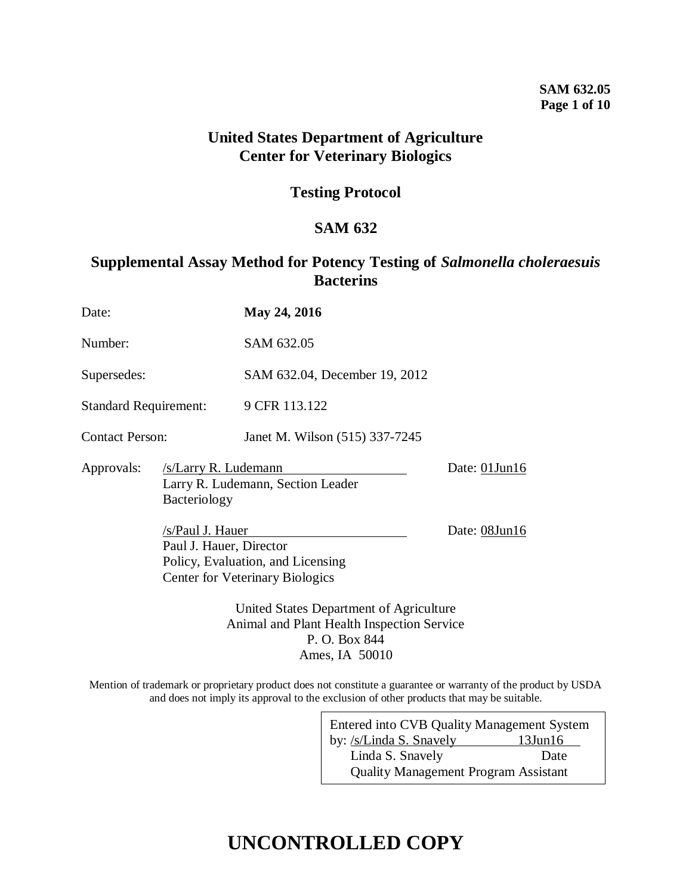# United States Department of Agriculture
# Center for Veterinary Biologics

## Testing Protocol

## SAM 632

## Supplemental Assay Method for Potency Testing of *Salmonella choleraesuis* Bacterins

| | |
|---|---|
| Date: | **May 24, 2016** |
| Number: | SAM 632.05 |
| Supersedes: | SAM 632.04, December 19, 2012 |
| Standard Requirement: | 9 CFR 113.122 |
| Contact Person: | Janet M. Wilson (515) 337-7245 |

Approvals:

/s/Larry R. Ludemann — Date: 01Jun16
Larry R. Ludemann, Section Leader
Bacteriology

/s/Paul J. Hauer — Date: 08Jun16
Paul J. Hauer, Director
Policy, Evaluation, and Licensing
Center for Veterinary Biologics

United States Department of Agriculture
Animal and Plant Health Inspection Service
P. O. Box 844
Ames, IA 50010

Mention of trademark or proprietary product does not constitute a guarantee or warranty of the product by USDA and does not imply its approval to the exclusion of other products that may be suitable.

Entered into CVB Quality Management System
by: /s/Linda S. Snavely 13Jun16
Linda S. Snavely Date
Quality Management Program Assistant

# UNCONTROLLED COPY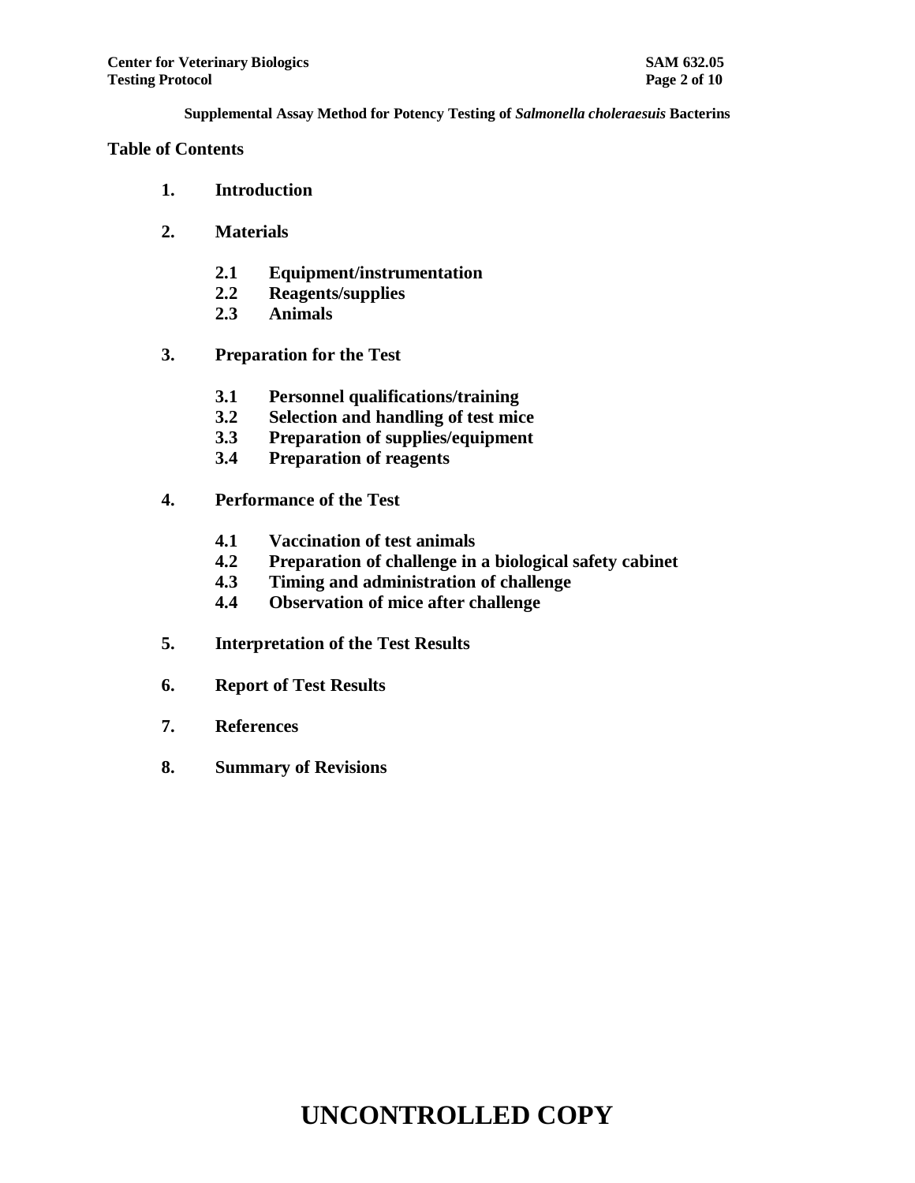## Table of Contents

**1. Introduction**

**2. Materials**

- **2.1 Equipment/instrumentation**
- **2.2 Reagents/supplies**
- **2.3 Animals**

**3. Preparation for the Test**

- **3.1 Personnel qualifications/training**
- **3.2 Selection and handling of test mice**
- **3.3 Preparation of supplies/equipment**
- **3.4 Preparation of reagents**

**4. Performance of the Test**

- **4.1 Vaccination of test animals**
- **4.2 Preparation of challenge in a biological safety cabinet**
- **4.3 Timing and administration of challenge**
- **4.4 Observation of mice after challenge**

**5. Interpretation of the Test Results**

**6. Report of Test Results**

**7. References**

**8. Summary of Revisions**

# UNCONTROLLED COPY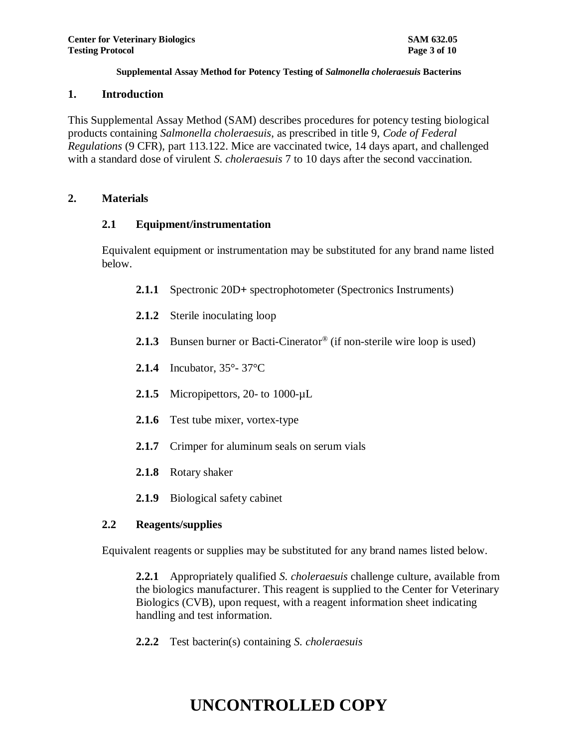**Supplemental Assay Method for Potency Testing of *Salmonella choleraesuis* Bacterins**

## 1. Introduction

This Supplemental Assay Method (SAM) describes procedures for potency testing biological products containing *Salmonella choleraesuis*, as prescribed in title 9, *Code of Federal Regulations* (9 CFR), part 113.122. Mice are vaccinated twice, 14 days apart, and challenged with a standard dose of virulent *S. choleraesuis* 7 to 10 days after the second vaccination.

## 2. Materials

### 2.1 Equipment/instrumentation

Equivalent equipment or instrumentation may be substituted for any brand name listed below.

**2.1.1** Spectronic 20D+ spectrophotometer (Spectronics Instruments)

**2.1.2** Sterile inoculating loop

**2.1.3** Bunsen burner or Bacti-Cinerator® (if non-sterile wire loop is used)

**2.1.4** Incubator, 35°- 37°C

**2.1.5** Micropipettors, 20- to 1000-µL

**2.1.6** Test tube mixer, vortex-type

**2.1.7** Crimper for aluminum seals on serum vials

**2.1.8** Rotary shaker

**2.1.9** Biological safety cabinet

### 2.2 Reagents/supplies

Equivalent reagents or supplies may be substituted for any brand names listed below.

**2.2.1** Appropriately qualified *S. choleraesuis* challenge culture, available from the biologics manufacturer. This reagent is supplied to the Center for Veterinary Biologics (CVB), upon request, with a reagent information sheet indicating handling and test information.

**2.2.2** Test bacterin(s) containing *S. choleraesuis*

UNCONTROLLED COPY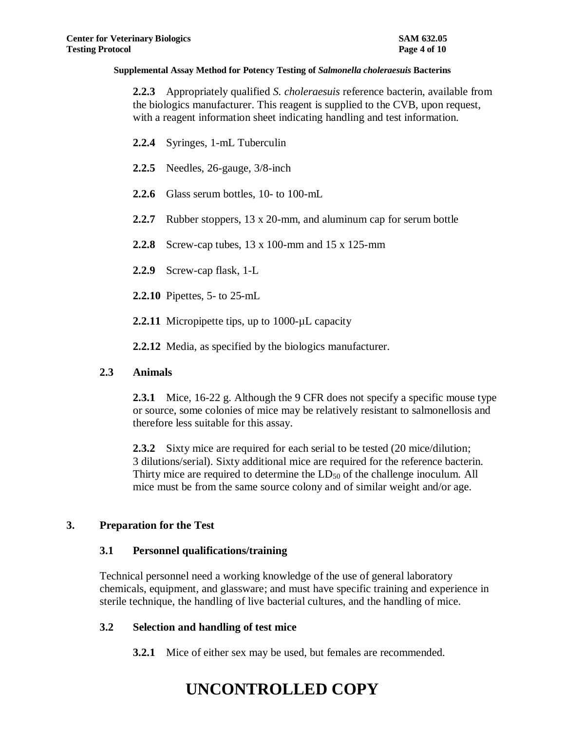**Supplemental Assay Method for Potency Testing of *Salmonella choleraesuis* Bacterins**

**2.2.3** Appropriately qualified *S. choleraesuis* reference bacterin, available from the biologics manufacturer. This reagent is supplied to the CVB, upon request, with a reagent information sheet indicating handling and test information.

**2.2.4** Syringes, 1-mL Tuberculin

**2.2.5** Needles, 26-gauge, 3/8-inch

**2.2.6** Glass serum bottles, 10- to 100-mL

**2.2.7** Rubber stoppers, 13 x 20-mm, and aluminum cap for serum bottle

**2.2.8** Screw-cap tubes, 13 x 100-mm and 15 x 125-mm

**2.2.9** Screw-cap flask, 1-L

**2.2.10** Pipettes, 5- to 25-mL

**2.2.11** Micropipette tips, up to 1000-µL capacity

**2.2.12** Media, as specified by the biologics manufacturer.

### 2.3 Animals

**2.3.1** Mice, 16-22 g. Although the 9 CFR does not specify a specific mouse type or source, some colonies of mice may be relatively resistant to salmonellosis and therefore less suitable for this assay.

**2.3.2** Sixty mice are required for each serial to be tested (20 mice/dilution; 3 dilutions/serial). Sixty additional mice are required for the reference bacterin. Thirty mice are required to determine the $LD_{50}$ of the challenge inoculum. All mice must be from the same source colony and of similar weight and/or age.

## 3. Preparation for the Test

### 3.1 Personnel qualifications/training

Technical personnel need a working knowledge of the use of general laboratory chemicals, equipment, and glassware; and must have specific training and experience in sterile technique, the handling of live bacterial cultures, and the handling of mice.

### 3.2 Selection and handling of test mice

**3.2.1** Mice of either sex may be used, but females are recommended.

**UNCONTROLLED COPY**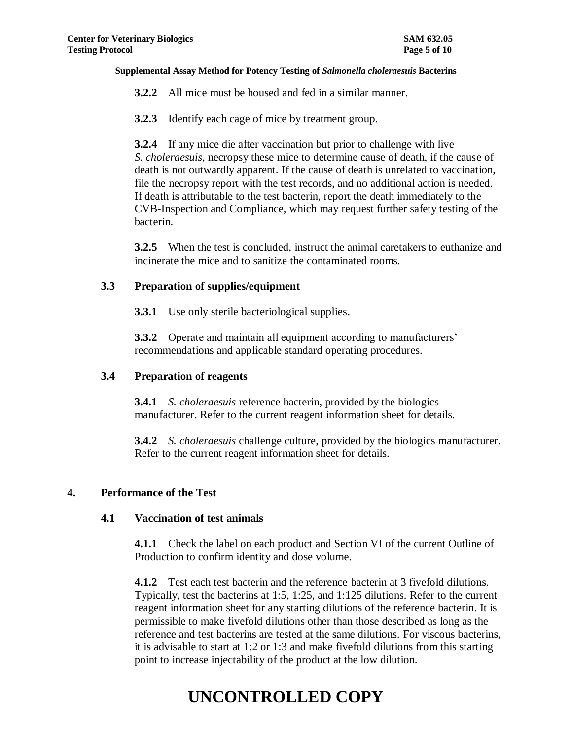**3.2.2** All mice must be housed and fed in a similar manner.

**3.2.3** Identify each cage of mice by treatment group.

**3.2.4** If any mice die after vaccination but prior to challenge with live *S. choleraesuis*, necropsy these mice to determine cause of death, if the cause of death is not outwardly apparent. If the cause of death is unrelated to vaccination, file the necropsy report with the test records, and no additional action is needed. If death is attributable to the test bacterin, report the death immediately to the CVB-Inspection and Compliance, which may request further safety testing of the bacterin.

**3.2.5** When the test is concluded, instruct the animal caretakers to euthanize and incinerate the mice and to sanitize the contaminated rooms.

### 3.3 Preparation of supplies/equipment

**3.3.1** Use only sterile bacteriological supplies.

**3.3.2** Operate and maintain all equipment according to manufacturers' recommendations and applicable standard operating procedures.

### 3.4 Preparation of reagents

**3.4.1** *S. choleraesuis* reference bacterin, provided by the biologics manufacturer. Refer to the current reagent information sheet for details.

**3.4.2** *S. choleraesuis* challenge culture, provided by the biologics manufacturer. Refer to the current reagent information sheet for details.

## 4. Performance of the Test

### 4.1 Vaccination of test animals

**4.1.1** Check the label on each product and Section VI of the current Outline of Production to confirm identity and dose volume.

**4.1.2** Test each test bacterin and the reference bacterin at 3 fivefold dilutions. Typically, test the bacterins at 1:5, 1:25, and 1:125 dilutions. Refer to the current reagent information sheet for any starting dilutions of the reference bacterin. It is permissible to make fivefold dilutions other than those described as long as the reference and test bacterins are tested at the same dilutions. For viscous bacterins, it is advisable to start at 1:2 or 1:3 and make fivefold dilutions from this starting point to increase injectability of the product at the low dilution.

**UNCONTROLLED COPY**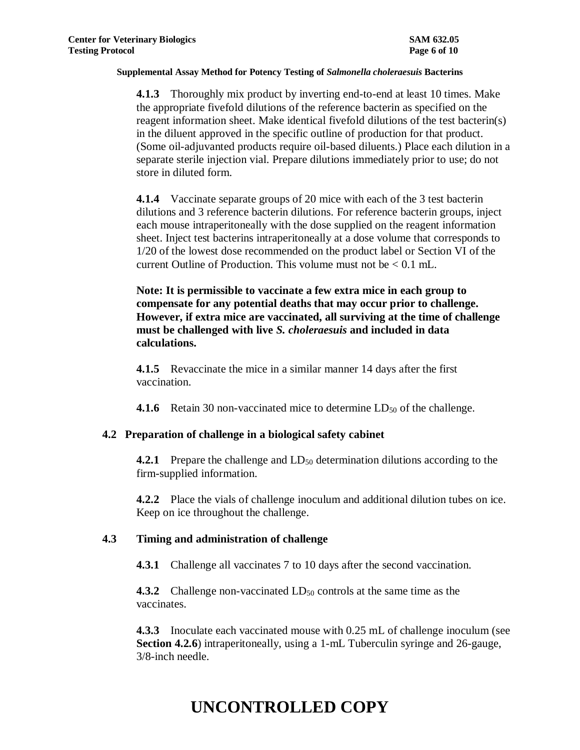**4.1.3** Thoroughly mix product by inverting end-to-end at least 10 times. Make the appropriate fivefold dilutions of the reference bacterin as specified on the reagent information sheet. Make identical fivefold dilutions of the test bacterin(s) in the diluent approved in the specific outline of production for that product. (Some oil-adjuvanted products require oil-based diluents.) Place each dilution in a separate sterile injection vial. Prepare dilutions immediately prior to use; do not store in diluted form.

**4.1.4** Vaccinate separate groups of 20 mice with each of the 3 test bacterin dilutions and 3 reference bacterin dilutions. For reference bacterin groups, inject each mouse intraperitoneally with the dose supplied on the reagent information sheet. Inject test bacterins intraperitoneally at a dose volume that corresponds to 1/20 of the lowest dose recommended on the product label or Section VI of the current Outline of Production. This volume must not be < 0.1 mL.

**Note: It is permissible to vaccinate a few extra mice in each group to compensate for any potential deaths that may occur prior to challenge. However, if extra mice are vaccinated, all surviving at the time of challenge must be challenged with live *S. choleraesuis* and included in data calculations.**

**4.1.5** Revaccinate the mice in a similar manner 14 days after the first vaccination.

**4.1.6** Retain 30 non-vaccinated mice to determine $LD_{50}$ of the challenge.

### 4.2 Preparation of challenge in a biological safety cabinet

**4.2.1** Prepare the challenge and $LD_{50}$ determination dilutions according to the firm-supplied information.

**4.2.2** Place the vials of challenge inoculum and additional dilution tubes on ice. Keep on ice throughout the challenge.

### 4.3 Timing and administration of challenge

**4.3.1** Challenge all vaccinates 7 to 10 days after the second vaccination.

**4.3.2** Challenge non-vaccinated $LD_{50}$ controls at the same time as the vaccinates.

**4.3.3** Inoculate each vaccinated mouse with 0.25 mL of challenge inoculum (see **Section 4.2.6**) intraperitoneally, using a 1-mL Tuberculin syringe and 26-gauge, 3/8-inch needle.

# UNCONTROLLED COPY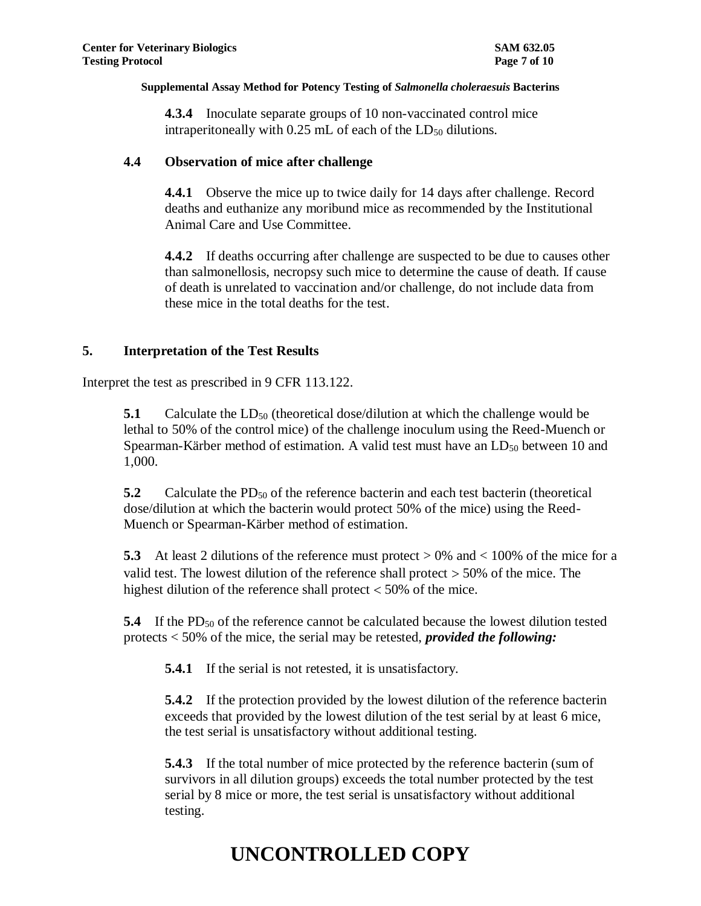**4.3.4** Inoculate separate groups of 10 non-vaccinated control mice intraperitoneally with 0.25 mL of each of the $LD_{50}$ dilutions.

### 4.4 Observation of mice after challenge

**4.4.1** Observe the mice up to twice daily for 14 days after challenge. Record deaths and euthanize any moribund mice as recommended by the Institutional Animal Care and Use Committee.

**4.4.2** If deaths occurring after challenge are suspected to be due to causes other than salmonellosis, necropsy such mice to determine the cause of death. If cause of death is unrelated to vaccination and/or challenge, do not include data from these mice in the total deaths for the test.

## 5. Interpretation of the Test Results

Interpret the test as prescribed in 9 CFR 113.122.

**5.1** Calculate the $LD_{50}$ (theoretical dose/dilution at which the challenge would be lethal to 50% of the control mice) of the challenge inoculum using the Reed-Muench or Spearman-Kärber method of estimation. A valid test must have an $LD_{50}$ between 10 and 1,000.

**5.2** Calculate the $PD_{50}$ of the reference bacterin and each test bacterin (theoretical dose/dilution at which the bacterin would protect 50% of the mice) using the Reed-Muench or Spearman-Kärber method of estimation.

**5.3** At least 2 dilutions of the reference must protect > 0% and < 100% of the mice for a valid test. The lowest dilution of the reference shall protect > 50% of the mice. The highest dilution of the reference shall protect < 50% of the mice.

**5.4** If the $PD_{50}$ of the reference cannot be calculated because the lowest dilution tested protects < 50% of the mice, the serial may be retested, ***provided the following:***

**5.4.1** If the serial is not retested, it is unsatisfactory.

**5.4.2** If the protection provided by the lowest dilution of the reference bacterin exceeds that provided by the lowest dilution of the test serial by at least 6 mice, the test serial is unsatisfactory without additional testing.

**5.4.3** If the total number of mice protected by the reference bacterin (sum of survivors in all dilution groups) exceeds the total number protected by the test serial by 8 mice or more, the test serial is unsatisfactory without additional testing.

# UNCONTROLLED COPY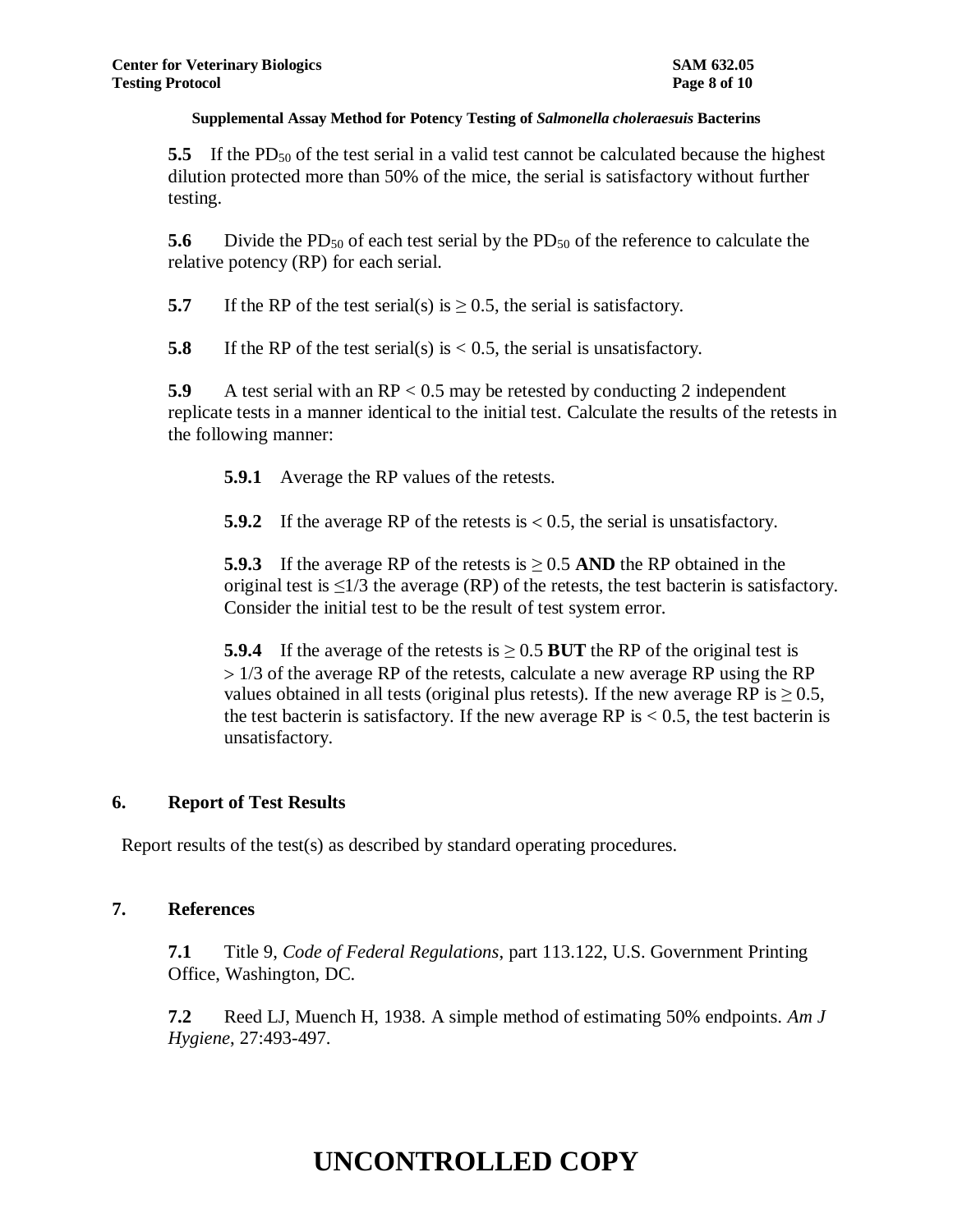**5.5** If the $PD_{50}$ of the test serial in a valid test cannot be calculated because the highest dilution protected more than 50% of the mice, the serial is satisfactory without further testing.

**5.6** Divide the $PD_{50}$ of each test serial by the $PD_{50}$ of the reference to calculate the relative potency (RP) for each serial.

**5.7** If the RP of the test serial(s) is $\geq 0.5$, the serial is satisfactory.

**5.8** If the RP of the test serial(s) is $< 0.5$, the serial is unsatisfactory.

**5.9** A test serial with an RP $< 0.5$ may be retested by conducting 2 independent replicate tests in a manner identical to the initial test. Calculate the results of the retests in the following manner:

**5.9.1** Average the RP values of the retests.

**5.9.2** If the average RP of the retests is $< 0.5$, the serial is unsatisfactory.

**5.9.3** If the average RP of the retests is $\geq 0.5$ **AND** the RP obtained in the original test is $\leq 1/3$ the average (RP) of the retests, the test bacterin is satisfactory. Consider the initial test to be the result of test system error.

**5.9.4** If the average of the retests is $\geq 0.5$ **BUT** the RP of the original test is $> 1/3$ of the average RP of the retests, calculate a new average RP using the RP values obtained in all tests (original plus retests). If the new average RP is $\geq 0.5$, the test bacterin is satisfactory. If the new average RP is $< 0.5$, the test bacterin is unsatisfactory.

## 6. Report of Test Results

Report results of the test(s) as described by standard operating procedures.

## 7. References

**7.1** Title 9, *Code of Federal Regulations*, part 113.122, U.S. Government Printing Office, Washington, DC.

**7.2** Reed LJ, Muench H, 1938. A simple method of estimating 50% endpoints. *Am J Hygiene*, 27:493-497.

# UNCONTROLLED COPY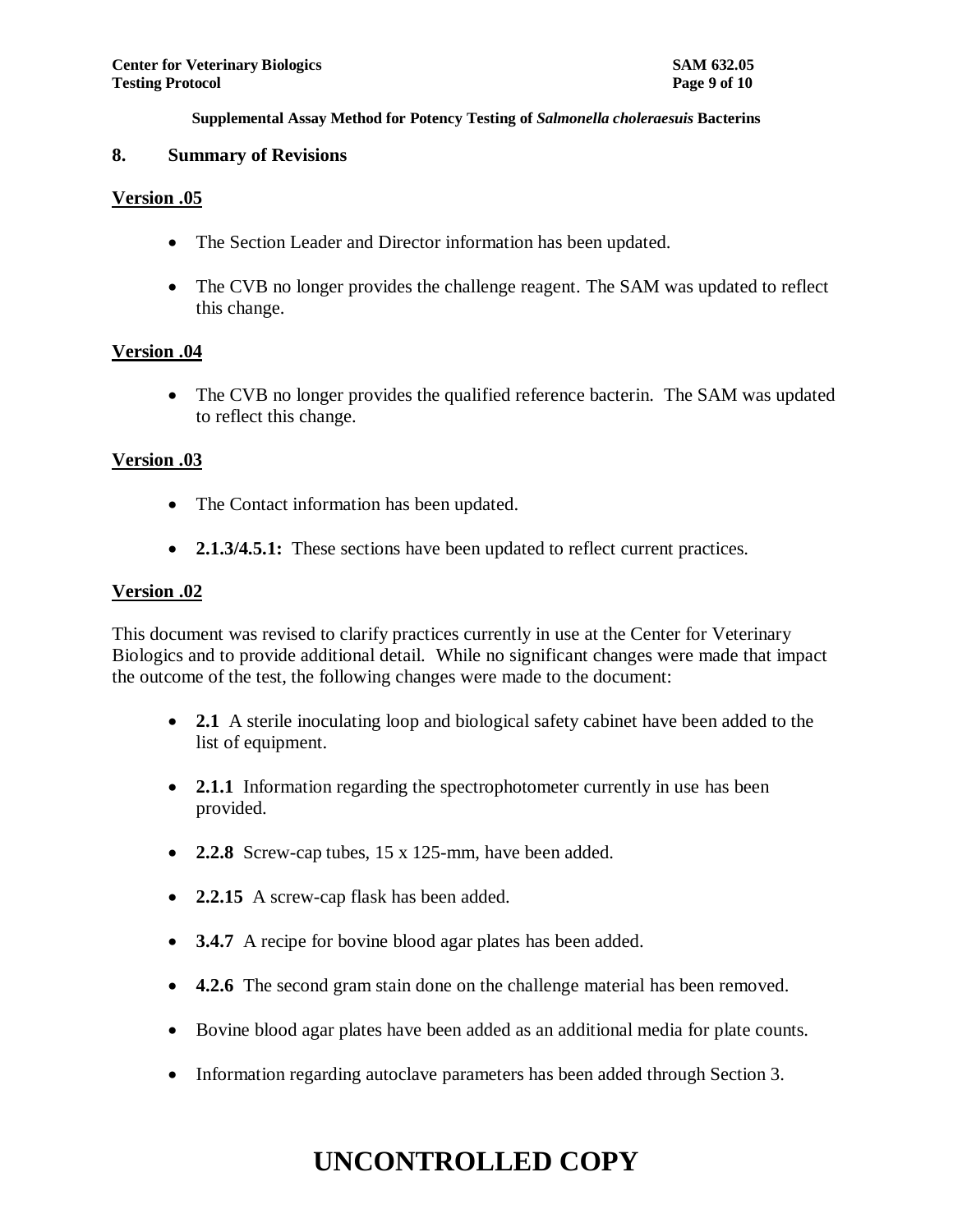## 8. Summary of Revisions

**Version .05**

- The Section Leader and Director information has been updated.
- The CVB no longer provides the challenge reagent. The SAM was updated to reflect this change.

**Version .04**

- The CVB no longer provides the qualified reference bacterin. The SAM was updated to reflect this change.

**Version .03**

- The Contact information has been updated.
- **2.1.3/4.5.1:** These sections have been updated to reflect current practices.

**Version .02**

This document was revised to clarify practices currently in use at the Center for Veterinary Biologics and to provide additional detail. While no significant changes were made that impact the outcome of the test, the following changes were made to the document:

- **2.1** A sterile inoculating loop and biological safety cabinet have been added to the list of equipment.
- **2.1.1** Information regarding the spectrophotometer currently in use has been provided.
- **2.2.8** Screw-cap tubes, 15 x 125-mm, have been added.
- **2.2.15** A screw-cap flask has been added.
- **3.4.7** A recipe for bovine blood agar plates has been added.
- **4.2.6** The second gram stain done on the challenge material has been removed.
- Bovine blood agar plates have been added as an additional media for plate counts.
- Information regarding autoclave parameters has been added through Section 3.

# UNCONTROLLED COPY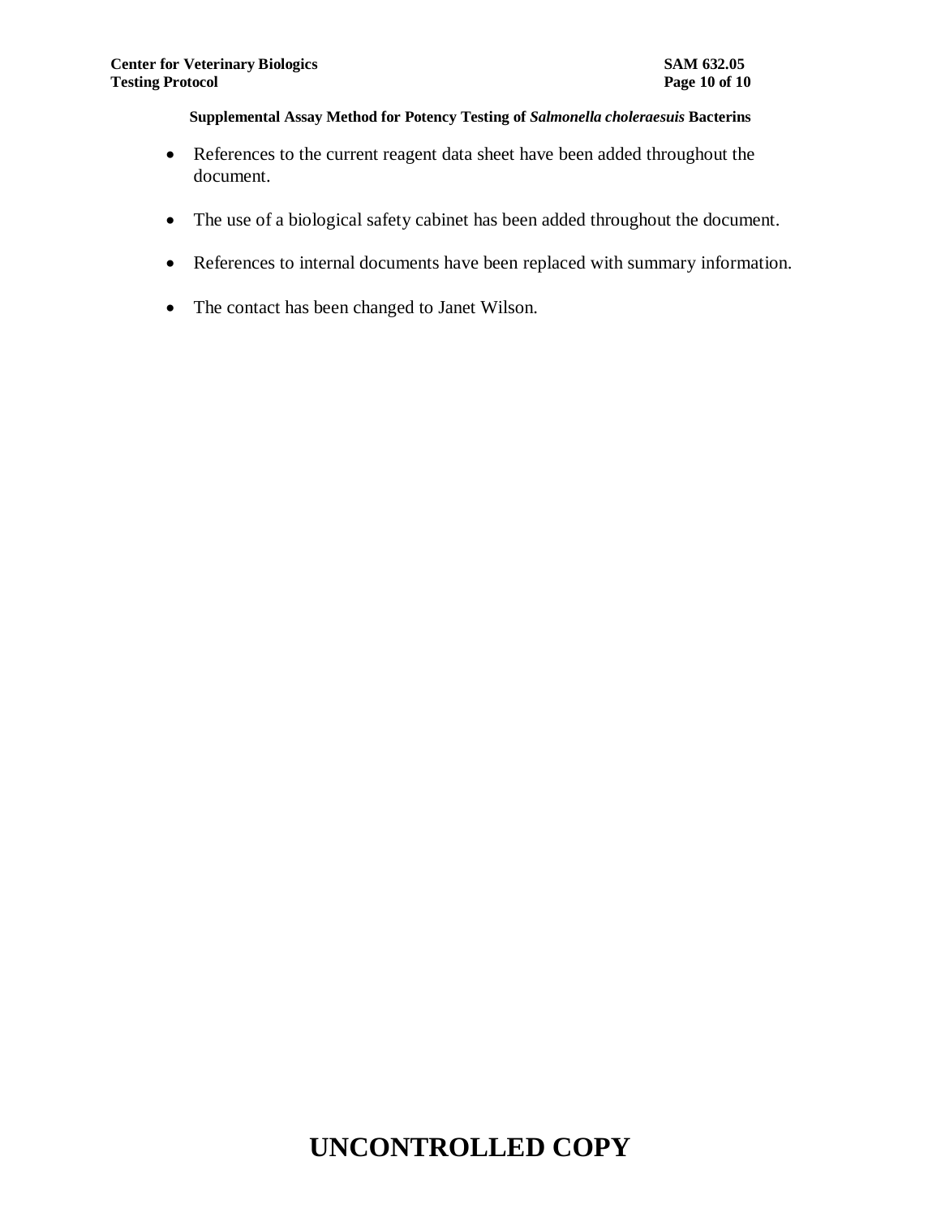- References to the current reagent data sheet have been added throughout the document.

- The use of a biological safety cabinet has been added throughout the document.

- References to internal documents have been replaced with summary information.

- The contact has been changed to Janet Wilson.